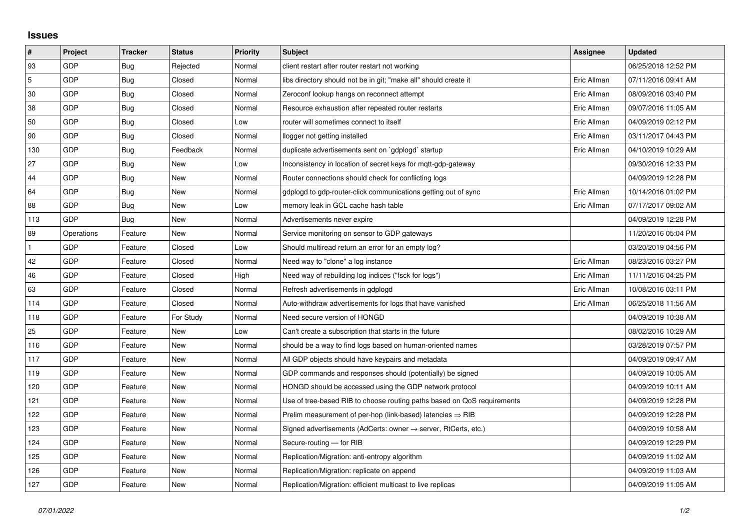## Issues

| # | Project | Tracker | Status | Priority | Subject | Assignee | Updated |
|---|---|---|---|---|---|---|---|
| 93 | GDP | Bug | Rejected | Normal | client restart after router restart not working | | 06/25/2018 12:52 PM |
| 5 | GDP | Bug | Closed | Normal | libs directory should not be in git; "make all" should create it | Eric Allman | 07/11/2016 09:41 AM |
| 30 | GDP | Bug | Closed | Normal | Zeroconf lookup hangs on reconnect attempt | Eric Allman | 08/09/2016 03:40 PM |
| 38 | GDP | Bug | Closed | Normal | Resource exhaustion after repeated router restarts | Eric Allman | 09/07/2016 11:05 AM |
| 50 | GDP | Bug | Closed | Low | router will sometimes connect to itself | Eric Allman | 04/09/2019 02:12 PM |
| 90 | GDP | Bug | Closed | Normal | llogger not getting installed | Eric Allman | 03/11/2017 04:43 PM |
| 130 | GDP | Bug | Feedback | Normal | duplicate advertisements sent on `gdplogd` startup | Eric Allman | 04/10/2019 10:29 AM |
| 27 | GDP | Bug | New | Low | Inconsistency in location of secret keys for mqtt-gdp-gateway | | 09/30/2016 12:33 PM |
| 44 | GDP | Bug | New | Normal | Router connections should check for conflicting logs | | 04/09/2019 12:28 PM |
| 64 | GDP | Bug | New | Normal | gdplogd to gdp-router-click communications getting out of sync | Eric Allman | 10/14/2016 01:02 PM |
| 88 | GDP | Bug | New | Low | memory leak in GCL cache hash table | Eric Allman | 07/17/2017 09:02 AM |
| 113 | GDP | Bug | New | Normal | Advertisements never expire | | 04/09/2019 12:28 PM |
| 89 | Operations | Feature | New | Normal | Service monitoring on sensor to GDP gateways | | 11/20/2016 05:04 PM |
| 1 | GDP | Feature | Closed | Low | Should multiread return an error for an empty log? | | 03/20/2019 04:56 PM |
| 42 | GDP | Feature | Closed | Normal | Need way to "clone" a log instance | Eric Allman | 08/23/2016 03:27 PM |
| 46 | GDP | Feature | Closed | High | Need way of rebuilding log indices ("fsck for logs") | Eric Allman | 11/11/2016 04:25 PM |
| 63 | GDP | Feature | Closed | Normal | Refresh advertisements in gdplogd | Eric Allman | 10/08/2016 03:11 PM |
| 114 | GDP | Feature | Closed | Normal | Auto-withdraw advertisements for logs that have vanished | Eric Allman | 06/25/2018 11:56 AM |
| 118 | GDP | Feature | For Study | Normal | Need secure version of HONGD | | 04/09/2019 10:38 AM |
| 25 | GDP | Feature | New | Low | Can't create a subscription that starts in the future | | 08/02/2016 10:29 AM |
| 116 | GDP | Feature | New | Normal | should be a way to find logs based on human-oriented names | | 03/28/2019 07:57 PM |
| 117 | GDP | Feature | New | Normal | All GDP objects should have keypairs and metadata | | 04/09/2019 09:47 AM |
| 119 | GDP | Feature | New | Normal | GDP commands and responses should (potentially) be signed | | 04/09/2019 10:05 AM |
| 120 | GDP | Feature | New | Normal | HONGD should be accessed using the GDP network protocol | | 04/09/2019 10:11 AM |
| 121 | GDP | Feature | New | Normal | Use of tree-based RIB to choose routing paths based on QoS requirements | | 04/09/2019 12:28 PM |
| 122 | GDP | Feature | New | Normal | Prelim measurement of per-hop (link-based) latencies ⇒ RIB | | 04/09/2019 12:28 PM |
| 123 | GDP | Feature | New | Normal | Signed advertisements (AdCerts: owner → server, RtCerts, etc.) | | 04/09/2019 10:58 AM |
| 124 | GDP | Feature | New | Normal | Secure-routing — for RIB | | 04/09/2019 12:29 PM |
| 125 | GDP | Feature | New | Normal | Replication/Migration: anti-entropy algorithm | | 04/09/2019 11:02 AM |
| 126 | GDP | Feature | New | Normal | Replication/Migration: replicate on append | | 04/09/2019 11:03 AM |
| 127 | GDP | Feature | New | Normal | Replication/Migration: efficient multicast to live replicas | | 04/09/2019 11:05 AM |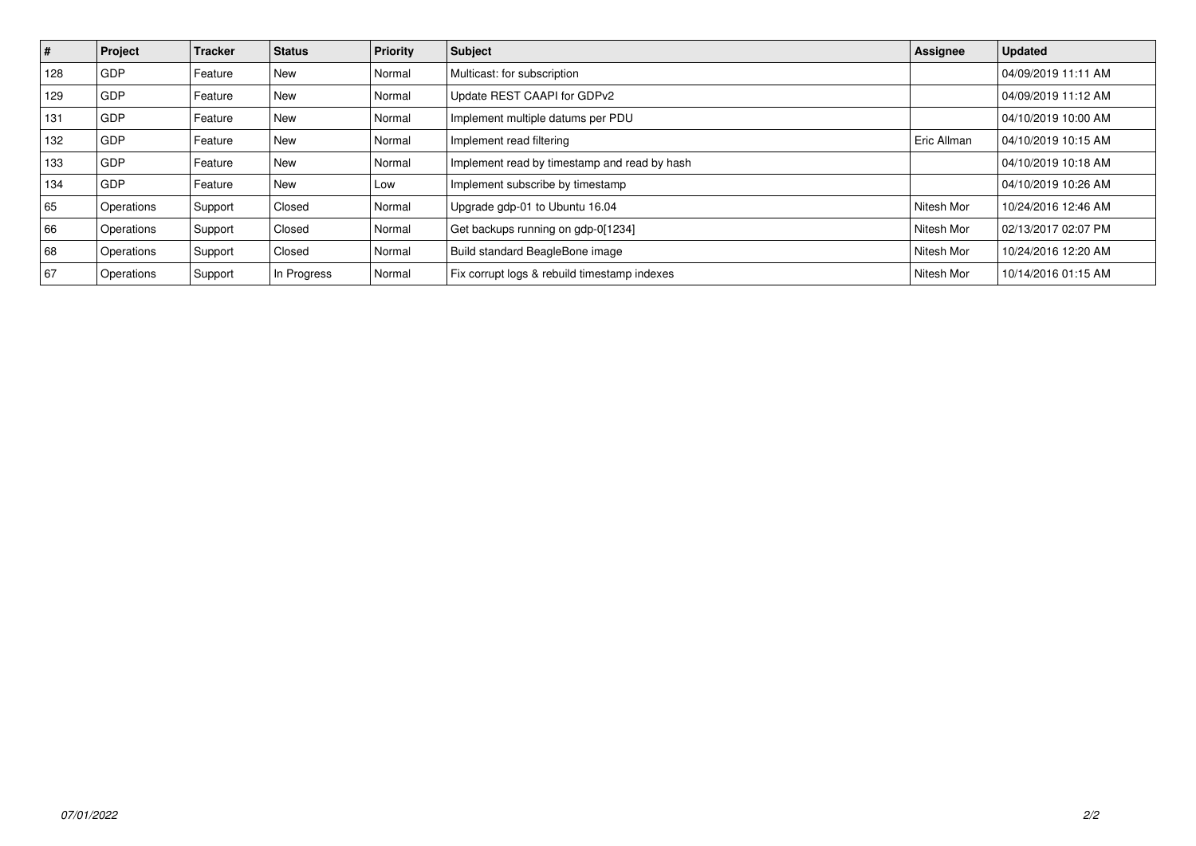| # | Project | Tracker | Status | Priority | Subject | Assignee | Updated |
|---|---|---|---|---|---|---|---|
| 128 | GDP | Feature | New | Normal | Multicast: for subscription | | 04/09/2019 11:11 AM |
| 129 | GDP | Feature | New | Normal | Update REST CAAPI for GDPv2 | | 04/09/2019 11:12 AM |
| 131 | GDP | Feature | New | Normal | Implement multiple datums per PDU | | 04/10/2019 10:00 AM |
| 132 | GDP | Feature | New | Normal | Implement read filtering | Eric Allman | 04/10/2019 10:15 AM |
| 133 | GDP | Feature | New | Normal | Implement read by timestamp and read by hash | | 04/10/2019 10:18 AM |
| 134 | GDP | Feature | New | Low | Implement subscribe by timestamp | | 04/10/2019 10:26 AM |
| 65 | Operations | Support | Closed | Normal | Upgrade gdp-01 to Ubuntu 16.04 | Nitesh Mor | 10/24/2016 12:46 AM |
| 66 | Operations | Support | Closed | Normal | Get backups running on gdp-0[1234] | Nitesh Mor | 02/13/2017 02:07 PM |
| 68 | Operations | Support | Closed | Normal | Build standard BeagleBone image | Nitesh Mor | 10/24/2016 12:20 AM |
| 67 | Operations | Support | In Progress | Normal | Fix corrupt logs & rebuild timestamp indexes | Nitesh Mor | 10/14/2016 01:15 AM |

*07/01/2022*